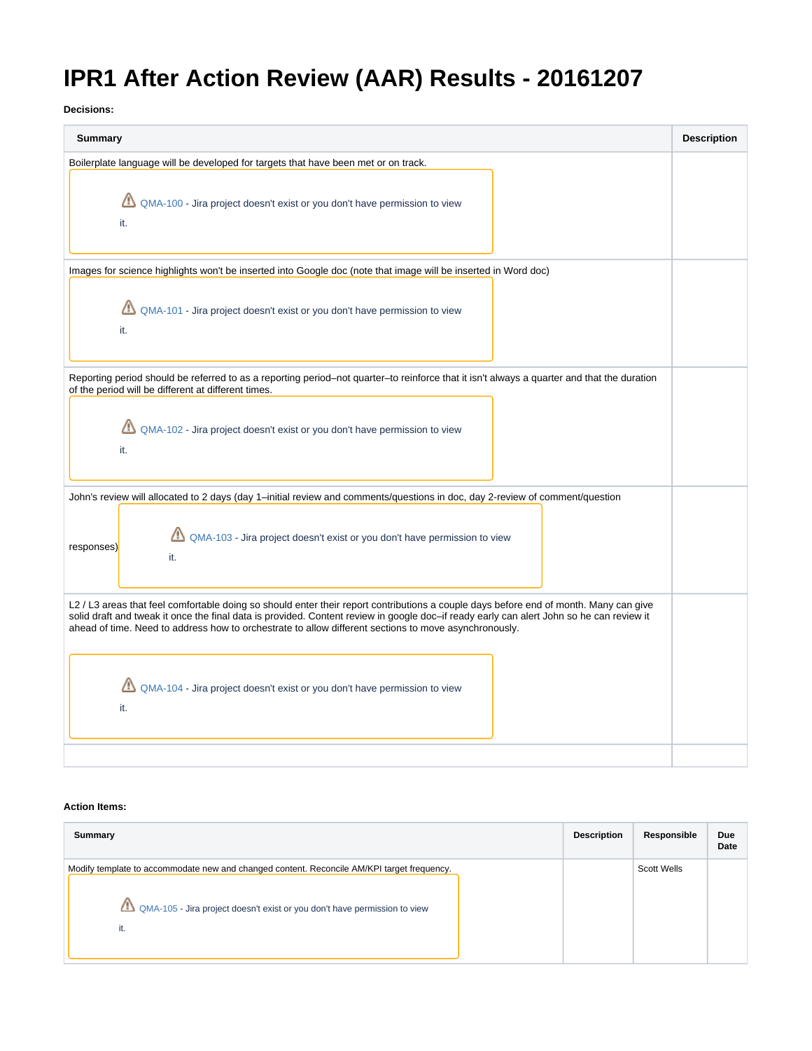# IPR1 After Action Review (AAR) Results - 20161207

**Decisions:**

| Summary | Description |
|---|---|
| Boilerplate language will be developed for targets that have been met or on track. ⚠ QMA-100 - Jira project doesn't exist or you don't have permission to view it. | |
| Images for science highlights won't be inserted into Google doc (note that image will be inserted in Word doc) ⚠ QMA-101 - Jira project doesn't exist or you don't have permission to view it. | |
| Reporting period should be referred to as a reporting period–not quarter–to reinforce that it isn't always a quarter and that the duration of the period will be different at different times. ⚠ QMA-102 - Jira project doesn't exist or you don't have permission to view it. | |
| John's review will allocated to 2 days (day 1–initial review and comments/questions in doc, day 2-review of comment/question responses) ⚠ QMA-103 - Jira project doesn't exist or you don't have permission to view it. | |
| L2 / L3 areas that feel comfortable doing so should enter their report contributions a couple days before end of month. Many can give solid draft and tweak it once the final data is provided. Content review in google doc–if ready early can alert John so he can review it ahead of time. Need to address how to orchestrate to allow different sections to move asynchronously. ⚠ QMA-104 - Jira project doesn't exist or you don't have permission to view it. | |
| | |

**Action Items:**

| Summary | Description | Responsible | Due Date |
|---|---|---|---|
| Modify template to accommodate new and changed content. Reconcile AM/KPI target frequency. ⚠ QMA-105 - Jira project doesn't exist or you don't have permission to view it. | | Scott Wells | |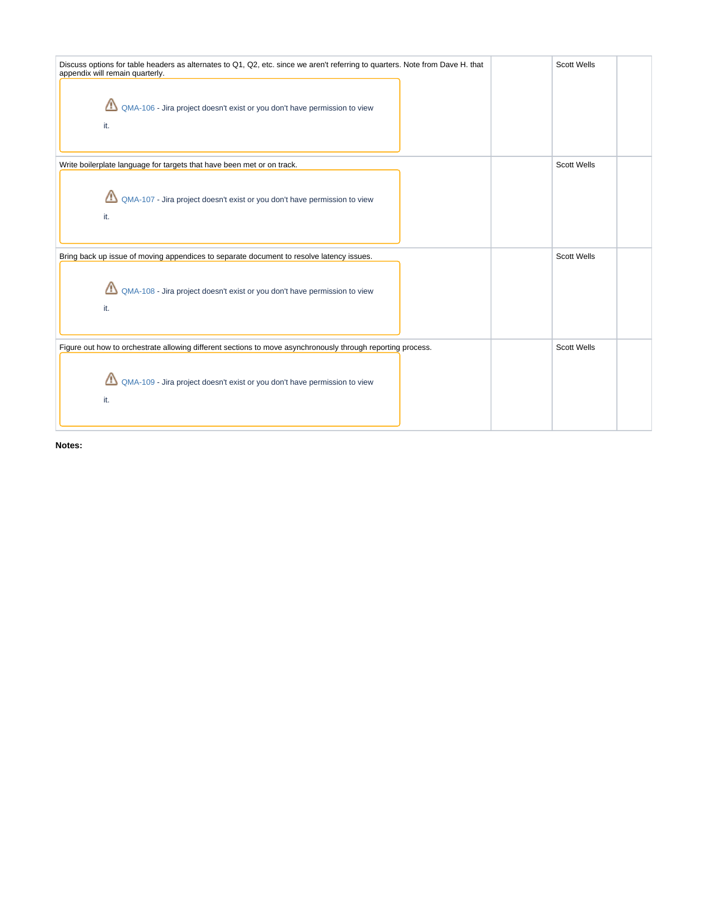| | | | |
|---|---|---|---|
| Discuss options for table headers as alternates to Q1, Q2, etc. since we aren't referring to quarters. Note from Dave H. that appendix will remain quarterly.<br><br>QMA-106 - Jira project doesn't exist or you don't have permission to view it. | | Scott Wells | |
| Write boilerplate language for targets that have been met or on track.<br><br>QMA-107 - Jira project doesn't exist or you don't have permission to view it. | | Scott Wells | |
| Bring back up issue of moving appendices to separate document to resolve latency issues.<br><br>QMA-108 - Jira project doesn't exist or you don't have permission to view it. | | Scott Wells | |
| Figure out how to orchestrate allowing different sections to move asynchronously through reporting process.<br><br>QMA-109 - Jira project doesn't exist or you don't have permission to view it. | | Scott Wells | |

**Notes:**